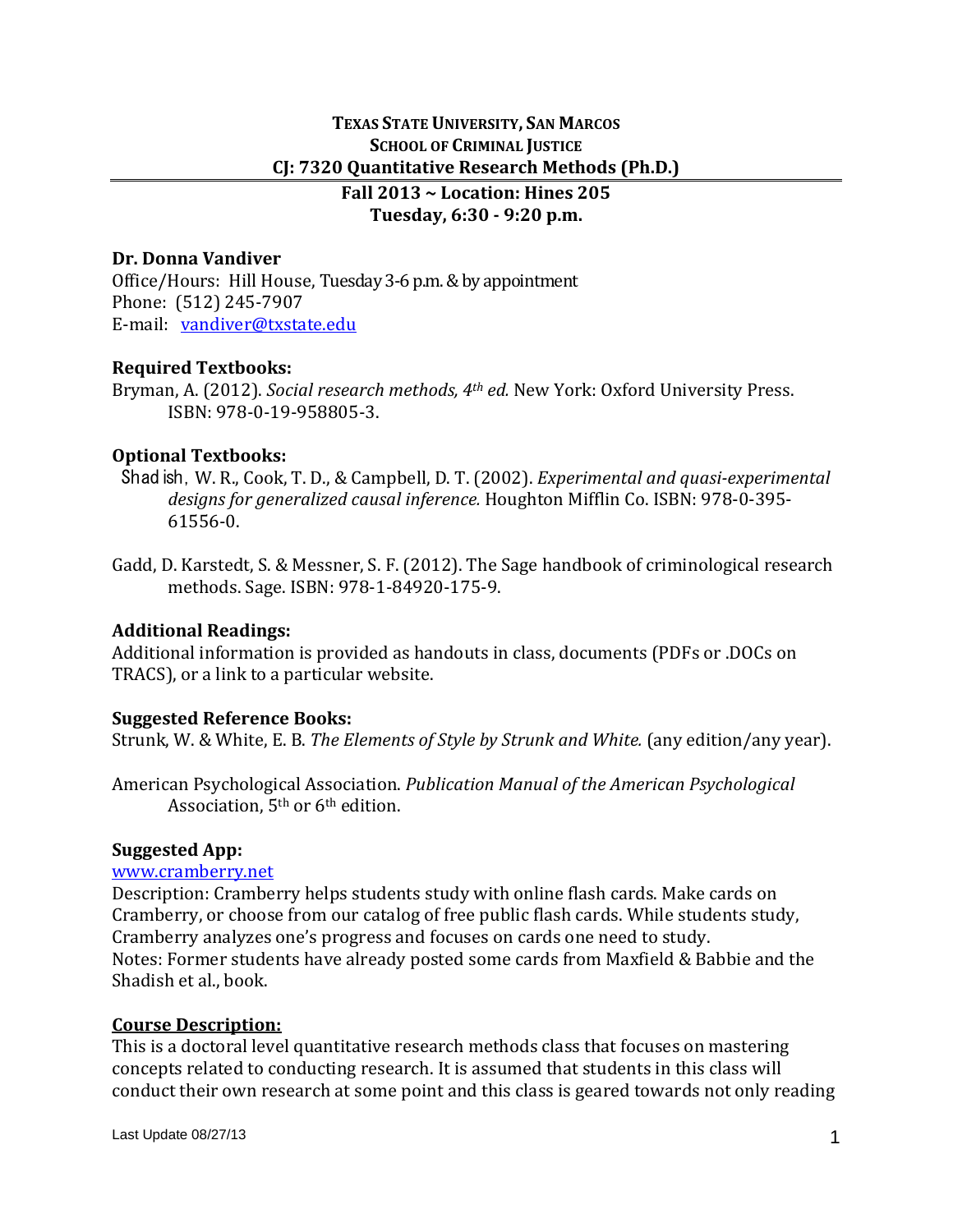**TEXAS STATE UNIVERSITY, SAN MARCOS**
**SCHOOL OF CRIMINAL JUSTICE**
**CJ: 7320 Quantitative Research Methods (Ph.D.)**

**Fall 2013 ~ Location: Hines 205**
**Tuesday, 6:30 - 9:20 p.m.**

**Dr. Donna Vandiver**
Office/Hours: Hill House, Tuesday 3-6 p.m. & by appointment
Phone: (512) 245-7907
E-mail: vandiver@txstate.edu

**Required Textbooks:**
Bryman, A. (2012). *Social research methods, 4th ed.* New York: Oxford University Press. ISBN: 978-0-19-958805-3.

**Optional Textbooks:**
Shadish, W. R., Cook, T. D., & Campbell, D. T. (2002). *Experimental and quasi-experimental designs for generalized causal inference.* Houghton Mifflin Co. ISBN: 978-0-395-61556-0.

Gadd, D. Karstedt, S. & Messner, S. F. (2012). The Sage handbook of criminological research methods. Sage. ISBN: 978-1-84920-175-9.

**Additional Readings:**
Additional information is provided as handouts in class, documents (PDFs or .DOCs on TRACS), or a link to a particular website.

**Suggested Reference Books:**
Strunk, W. & White, E. B. *The Elements of Style by Strunk and White.* (any edition/any year).

American Psychological Association. *Publication Manual of the American Psychological* Association, 5th or 6th edition.

**Suggested App:**
www.cramberry.net
Description: Cramberry helps students study with online flash cards. Make cards on Cramberry, or choose from our catalog of free public flash cards. While students study, Cramberry analyzes one's progress and focuses on cards one need to study.
Notes: Former students have already posted some cards from Maxfield & Babbie and the Shadish et al., book.

**Course Description:**
This is a doctoral level quantitative research methods class that focuses on mastering concepts related to conducting research. It is assumed that students in this class will conduct their own research at some point and this class is geared towards not only reading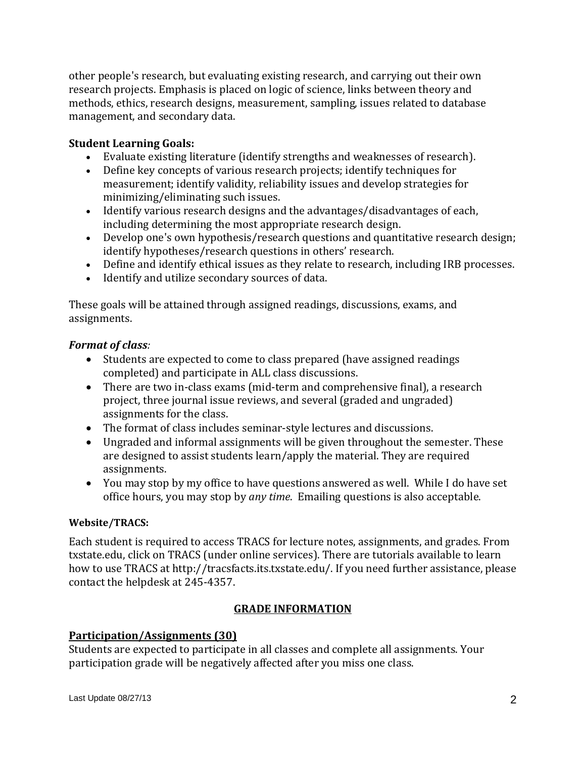other people's research, but evaluating existing research, and carrying out their own research projects. Emphasis is placed on logic of science, links between theory and methods, ethics, research designs, measurement, sampling, issues related to database management, and secondary data.

**Student Learning Goals:**

- Evaluate existing literature (identify strengths and weaknesses of research).
- Define key concepts of various research projects; identify techniques for measurement; identify validity, reliability issues and develop strategies for minimizing/eliminating such issues.
- Identify various research designs and the advantages/disadvantages of each, including determining the most appropriate research design.
- Develop one's own hypothesis/research questions and quantitative research design; identify hypotheses/research questions in others' research.
- Define and identify ethical issues as they relate to research, including IRB processes.
- Identify and utilize secondary sources of data.

These goals will be attained through assigned readings, discussions, exams, and assignments.

***Format of class**:*

- Students are expected to come to class prepared (have assigned readings completed) and participate in ALL class discussions.
- There are two in-class exams (mid-term and comprehensive final), a research project, three journal issue reviews, and several (graded and ungraded) assignments for the class.
- The format of class includes seminar-style lectures and discussions.
- Ungraded and informal assignments will be given throughout the semester. These are designed to assist students learn/apply the material. They are required assignments.
- You may stop by my office to have questions answered as well. While I do have set office hours, you may stop by *any time*. Emailing questions is also acceptable.

**Website/TRACS:**

Each student is required to access TRACS for lecture notes, assignments, and grades. From txstate.edu, click on TRACS (under online services). There are tutorials available to learn how to use TRACS at http://tracsfacts.its.txstate.edu/. If you need further assistance, please contact the helpdesk at 245-4357.

## GRADE INFORMATION

### Participation/Assignments (30)

Students are expected to participate in all classes and complete all assignments. Your participation grade will be negatively affected after you miss one class.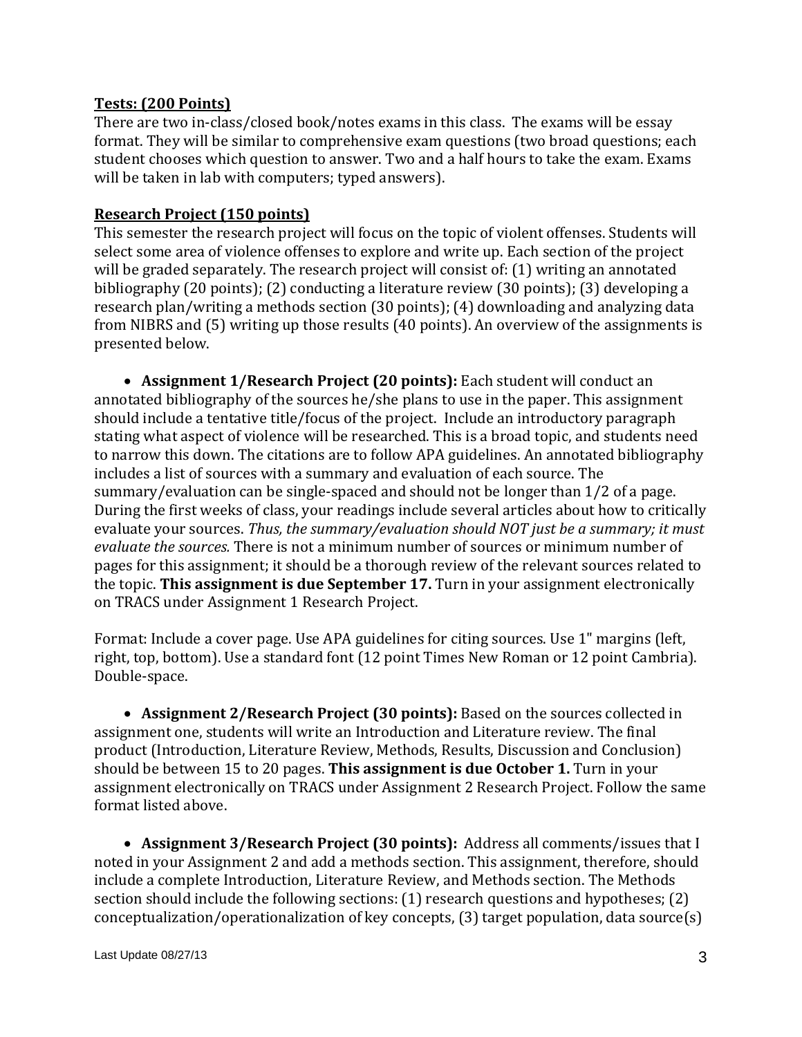**Tests: (200 Points)**

There are two in-class/closed book/notes exams in this class. The exams will be essay format. They will be similar to comprehensive exam questions (two broad questions; each student chooses which question to answer. Two and a half hours to take the exam. Exams will be taken in lab with computers; typed answers).

**Research Project (150 points)**

This semester the research project will focus on the topic of violent offenses. Students will select some area of violence offenses to explore and write up. Each section of the project will be graded separately. The research project will consist of: (1) writing an annotated bibliography (20 points); (2) conducting a literature review (30 points); (3) developing a research plan/writing a methods section (30 points); (4) downloading and analyzing data from NIBRS and (5) writing up those results (40 points). An overview of the assignments is presented below.

- **Assignment 1/Research Project (20 points):** Each student will conduct an annotated bibliography of the sources he/she plans to use in the paper. This assignment should include a tentative title/focus of the project. Include an introductory paragraph stating what aspect of violence will be researched. This is a broad topic, and students need to narrow this down. The citations are to follow APA guidelines. An annotated bibliography includes a list of sources with a summary and evaluation of each source. The summary/evaluation can be single-spaced and should not be longer than 1/2 of a page. During the first weeks of class, your readings include several articles about how to critically evaluate your sources. *Thus, the summary/evaluation should NOT just be a summary; it must evaluate the sources.* There is not a minimum number of sources or minimum number of pages for this assignment; it should be a thorough review of the relevant sources related to the topic. **This assignment is due September 17.** Turn in your assignment electronically on TRACS under Assignment 1 Research Project.

Format: Include a cover page. Use APA guidelines for citing sources. Use 1" margins (left, right, top, bottom). Use a standard font (12 point Times New Roman or 12 point Cambria). Double-space.

- **Assignment 2/Research Project (30 points):** Based on the sources collected in assignment one, students will write an Introduction and Literature review. The final product (Introduction, Literature Review, Methods, Results, Discussion and Conclusion) should be between 15 to 20 pages. **This assignment is due October 1.** Turn in your assignment electronically on TRACS under Assignment 2 Research Project. Follow the same format listed above.

- **Assignment 3/Research Project (30 points):** Address all comments/issues that I noted in your Assignment 2 and add a methods section. This assignment, therefore, should include a complete Introduction, Literature Review, and Methods section. The Methods section should include the following sections: (1) research questions and hypotheses; (2) conceptualization/operationalization of key concepts, (3) target population, data source(s)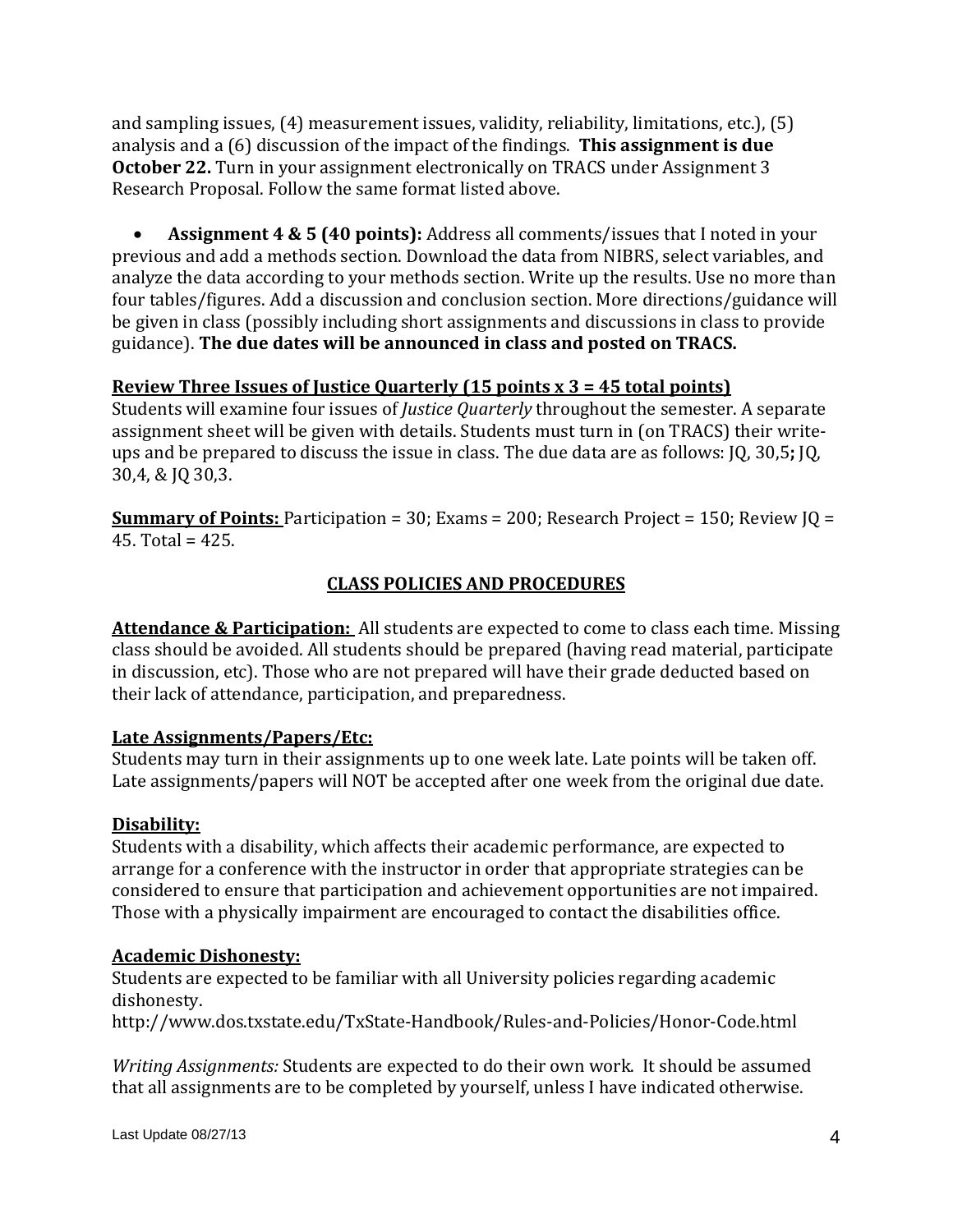and sampling issues, (4) measurement issues, validity, reliability, limitations, etc.), (5) analysis and a (6) discussion of the impact of the findings. **This assignment is due October 22.** Turn in your assignment electronically on TRACS under Assignment 3 Research Proposal. Follow the same format listed above.

- **Assignment 4 & 5 (40 points):** Address all comments/issues that I noted in your previous and add a methods section. Download the data from NIBRS, select variables, and analyze the data according to your methods section. Write up the results. Use no more than four tables/figures. Add a discussion and conclusion section. More directions/guidance will be given in class (possibly including short assignments and discussions in class to provide guidance). **The due dates will be announced in class and posted on TRACS.**

<u>**Review Three Issues of Justice Quarterly (15 points x 3 = 45 total points)**</u>
Students will examine four issues of *Justice Quarterly* throughout the semester. A separate assignment sheet will be given with details. Students must turn in (on TRACS) their write-ups and be prepared to discuss the issue in class. The due data are as follows: JQ, 30,5**;** JQ, 30,4, & JQ 30,3.

<u>**Summary of Points:**</u> Participation = 30; Exams = 200; Research Project = 150; Review JQ = 45. Total = 425.

## <u>CLASS POLICIES AND PROCEDURES</u>

<u>**Attendance & Participation:**</u> All students are expected to come to class each time. Missing class should be avoided. All students should be prepared (having read material, participate in discussion, etc). Those who are not prepared will have their grade deducted based on their lack of attendance, participation, and preparedness.

<u>**Late Assignments/Papers/Etc:**</u>
Students may turn in their assignments up to one week late. Late points will be taken off. Late assignments/papers will NOT be accepted after one week from the original due date.

<u>**Disability:**</u>
Students with a disability, which affects their academic performance, are expected to arrange for a conference with the instructor in order that appropriate strategies can be considered to ensure that participation and achievement opportunities are not impaired. Those with a physically impairment are encouraged to contact the disabilities office.

<u>**Academic Dishonesty:**</u>
Students are expected to be familiar with all University policies regarding academic dishonesty.
http://www.dos.txstate.edu/TxState-Handbook/Rules-and-Policies/Honor-Code.html

*Writing Assignments:* Students are expected to do their own work. It should be assumed that all assignments are to be completed by yourself, unless I have indicated otherwise.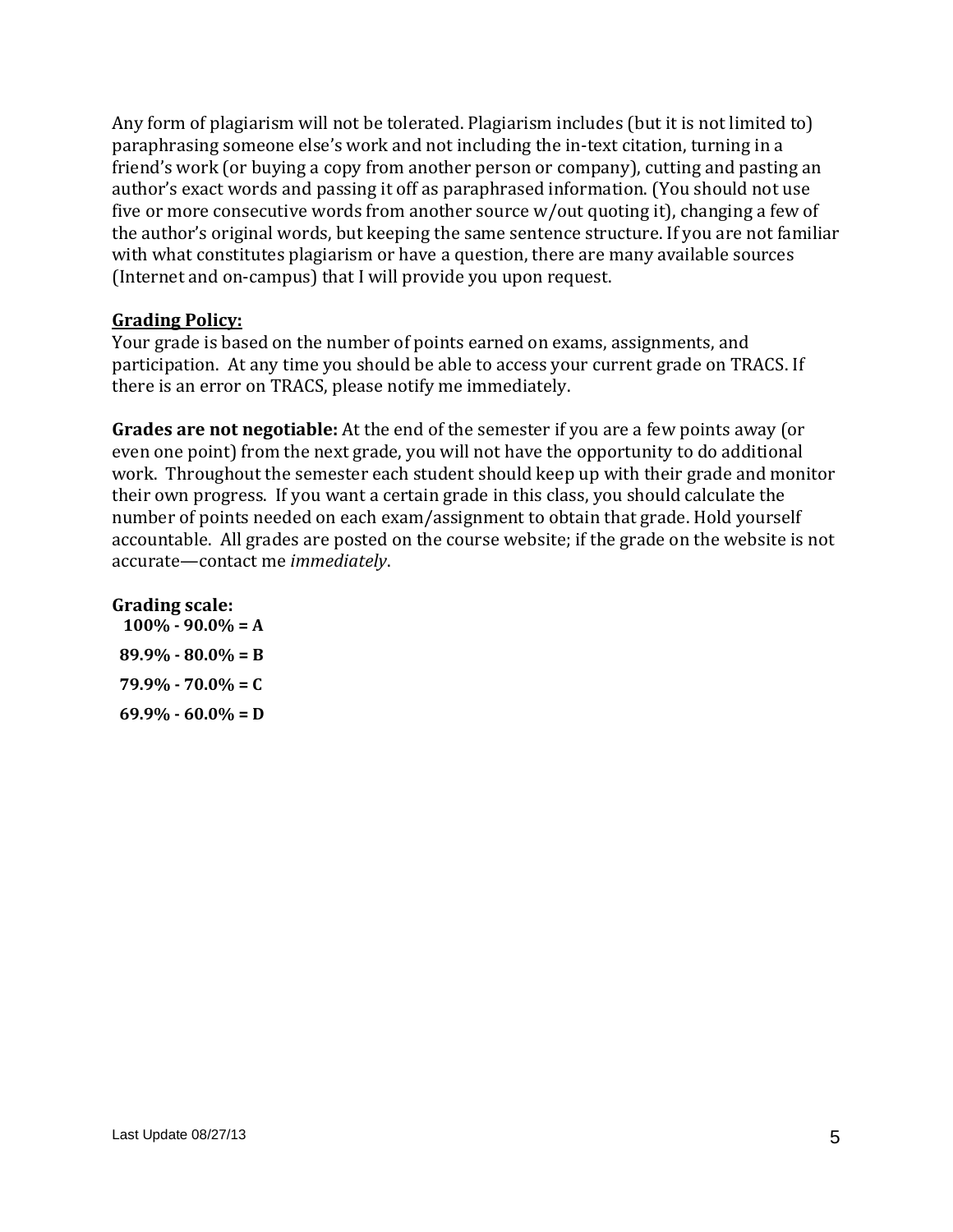Any form of plagiarism will not be tolerated. Plagiarism includes (but it is not limited to) paraphrasing someone else's work and not including the in-text citation, turning in a friend's work (or buying a copy from another person or company), cutting and pasting an author's exact words and passing it off as paraphrased information. (You should not use five or more consecutive words from another source w/out quoting it), changing a few of the author's original words, but keeping the same sentence structure. If you are not familiar with what constitutes plagiarism or have a question, there are many available sources (Internet and on-campus) that I will provide you upon request.

**Grading Policy:**

Your grade is based on the number of points earned on exams, assignments, and participation. At any time you should be able to access your current grade on TRACS. If there is an error on TRACS, please notify me immediately.

**Grades are not negotiable:** At the end of the semester if you are a few points away (or even one point) from the next grade, you will not have the opportunity to do additional work. Throughout the semester each student should keep up with their grade and monitor their own progress. If you want a certain grade in this class, you should calculate the number of points needed on each exam/assignment to obtain that grade. Hold yourself accountable. All grades are posted on the course website; if the grade on the website is not accurate—contact me *immediately*.

**Grading scale:**

**100% - 90.0% = A**

**89.9% - 80.0% = B**

**79.9% - 70.0% = C**

**69.9% - 60.0% = D**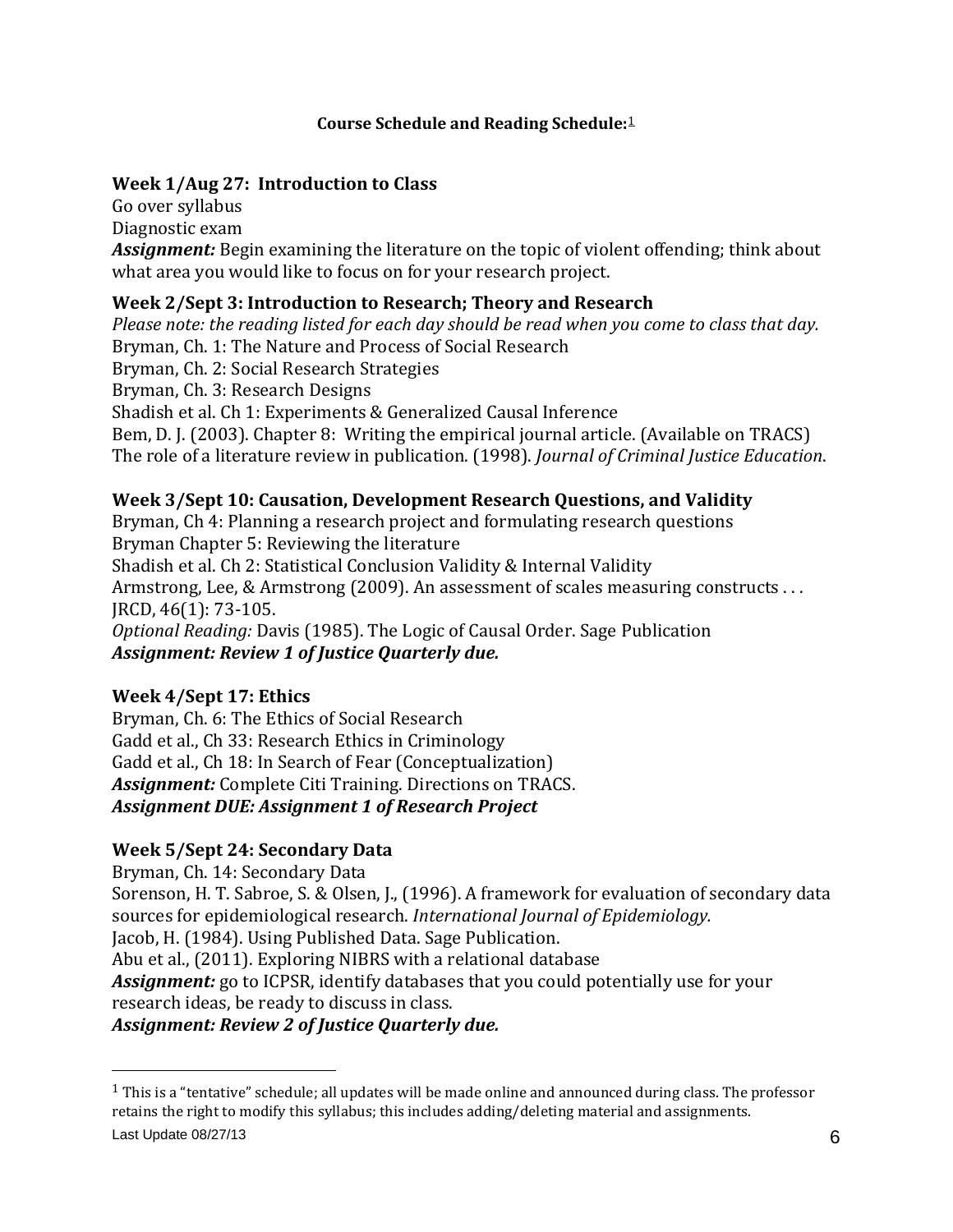**Course Schedule and Reading Schedule:**[1]

### Week 1/Aug 27: Introduction to Class

Go over syllabus

Diagnostic exam

***Assignment:*** Begin examining the literature on the topic of violent offending; think about what area you would like to focus on for your research project.

### Week 2/Sept 3: Introduction to Research; Theory and Research

*Please note: the reading listed for each day should be read when you come to class that day.*

Bryman, Ch. 1: The Nature and Process of Social Research

Bryman, Ch. 2: Social Research Strategies

Bryman, Ch. 3: Research Designs

Shadish et al. Ch 1: Experiments & Generalized Causal Inference

Bem, D. J. (2003). Chapter 8: Writing the empirical journal article. (Available on TRACS)

The role of a literature review in publication. (1998). *Journal of Criminal Justice Education*.

### Week 3/Sept 10: Causation, Development Research Questions, and Validity

Bryman, Ch 4: Planning a research project and formulating research questions

Bryman Chapter 5: Reviewing the literature

Shadish et al. Ch 2: Statistical Conclusion Validity & Internal Validity

Armstrong, Lee, & Armstrong (2009). An assessment of scales measuring constructs . . . JRCD, 46(1): 73-105.

*Optional Reading:* Davis (1985). The Logic of Causal Order. Sage Publication

***Assignment: Review 1 of Justice Quarterly due.***

### Week 4/Sept 17: Ethics

Bryman, Ch. 6: The Ethics of Social Research

Gadd et al., Ch 33: Research Ethics in Criminology

Gadd et al., Ch 18: In Search of Fear (Conceptualization)

***Assignment:*** Complete Citi Training. Directions on TRACS.

***Assignment DUE: Assignment 1 of Research Project***

### Week 5/Sept 24: Secondary Data

Bryman, Ch. 14: Secondary Data

Sorenson, H. T. Sabroe, S. & Olsen, J., (1996). A framework for evaluation of secondary data sources for epidemiological research. *International Journal of Epidemiology.*

Jacob, H. (1984). Using Published Data. Sage Publication.

Abu et al., (2011). Exploring NIBRS with a relational database

***Assignment:*** go to ICPSR, identify databases that you could potentially use for your research ideas, be ready to discuss in class.

***Assignment: Review 2 of Justice Quarterly due.***

---

[1] This is a "tentative" schedule; all updates will be made online and announced during class. The professor retains the right to modify this syllabus; this includes adding/deleting material and assignments.

Last Update 08/27/13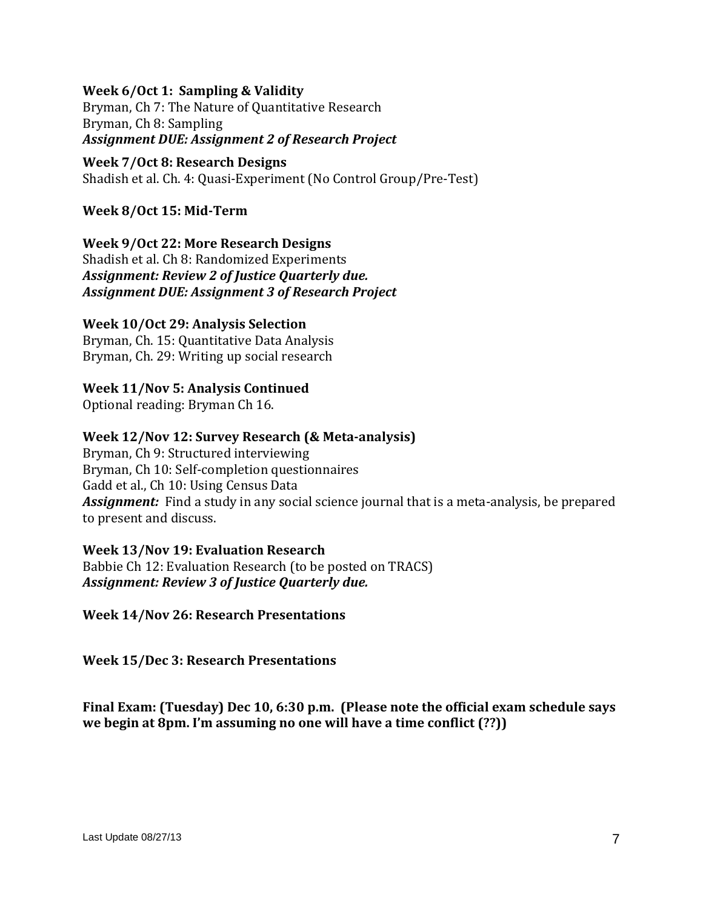**Week 6/Oct 1: Sampling & Validity**
Bryman, Ch 7: The Nature of Quantitative Research
Bryman, Ch 8: Sampling
***Assignment DUE: Assignment 2 of Research Project***

**Week 7/Oct 8: Research Designs**
Shadish et al. Ch. 4: Quasi-Experiment (No Control Group/Pre-Test)

**Week 8/Oct 15: Mid-Term**

**Week 9/Oct 22: More Research Designs**
Shadish et al. Ch 8: Randomized Experiments
***Assignment: Review 2 of Justice Quarterly due.***
***Assignment DUE: Assignment 3 of Research Project***

**Week 10/Oct 29: Analysis Selection**
Bryman, Ch. 15: Quantitative Data Analysis
Bryman, Ch. 29: Writing up social research

**Week 11/Nov 5: Analysis Continued**
Optional reading: Bryman Ch 16.

**Week 12/Nov 12: Survey Research (& Meta-analysis)**
Bryman, Ch 9: Structured interviewing
Bryman, Ch 10: Self-completion questionnaires
Gadd et al., Ch 10: Using Census Data
***Assignment:*** Find a study in any social science journal that is a meta-analysis, be prepared to present and discuss.

**Week 13/Nov 19: Evaluation Research**
Babbie Ch 12: Evaluation Research (to be posted on TRACS)
***Assignment: Review 3 of Justice Quarterly due.***

**Week 14/Nov 26: Research Presentations**

**Week 15/Dec 3: Research Presentations**

**Final Exam: (Tuesday) Dec 10, 6:30 p.m. (Please note the official exam schedule says we begin at 8pm. I'm assuming no one will have a time conflict (??))**

Last Update 08/27/13